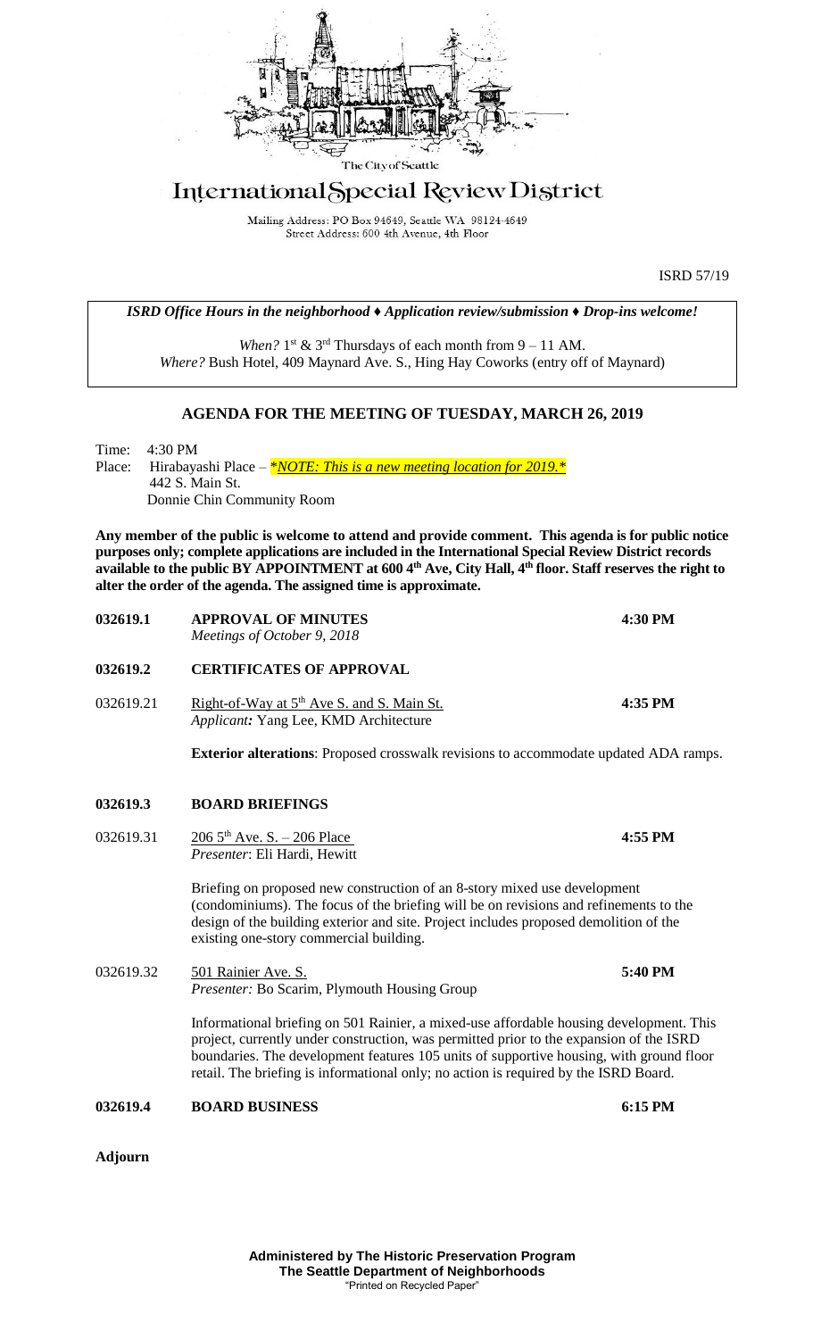The City of Seattle

# International Special Review District

Mailing Address: PO Box 94649, Seattle WA 98124-4649
Street Address: 600 4th Avenue, 4th Floor

ISRD 57/19

***ISRD Office Hours in the neighborhood ♦ Application review/submission ♦ Drop-ins welcome!***

*When?* 1st & 3rd Thursdays of each month from 9 – 11 AM.
*Where?* Bush Hotel, 409 Maynard Ave. S., Hing Hay Coworks (entry off of Maynard)

## AGENDA FOR THE MEETING OF TUESDAY, MARCH 26, 2019

Time: 4:30 PM
Place: Hirabayashi Place – ***NOTE: This is a new meeting location for 2019.***
442 S. Main St.
Donnie Chin Community Room

**Any member of the public is welcome to attend and provide comment. This agenda is for public notice purposes only; complete applications are included in the International Special Review District records available to the public BY APPOINTMENT at 600 4th Ave, City Hall, 4th floor. Staff reserves the right to alter the order of the agenda. The assigned time is approximate.**

**032619.1 APPROVAL OF MINUTES** **4:30 PM**
*Meetings of October 9, 2018*

**032619.2 CERTIFICATES OF APPROVAL**

032619.21 Right-of-Way at 5th Ave S. and S. Main St. **4:35 PM**
*Applicant:* Yang Lee, KMD Architecture

**Exterior alterations**: Proposed crosswalk revisions to accommodate updated ADA ramps.

**032619.3 BOARD BRIEFINGS**

032619.31 206 5th Ave. S. – 206 Place **4:55 PM**
*Presenter*: Eli Hardi, Hewitt

Briefing on proposed new construction of an 8-story mixed use development (condominiums). The focus of the briefing will be on revisions and refinements to the design of the building exterior and site. Project includes proposed demolition of the existing one-story commercial building.

032619.32 501 Rainier Ave. S. **5:40 PM**
*Presenter:* Bo Scarim, Plymouth Housing Group

Informational briefing on 501 Rainier, a mixed-use affordable housing development. This project, currently under construction, was permitted prior to the expansion of the ISRD boundaries. The development features 105 units of supportive housing, with ground floor retail. The briefing is informational only; no action is required by the ISRD Board.

**032619.4 BOARD BUSINESS** **6:15 PM**

**Adjourn**

**Administered by The Historic Preservation Program**
**The Seattle Department of Neighborhoods**
"Printed on Recycled Paper"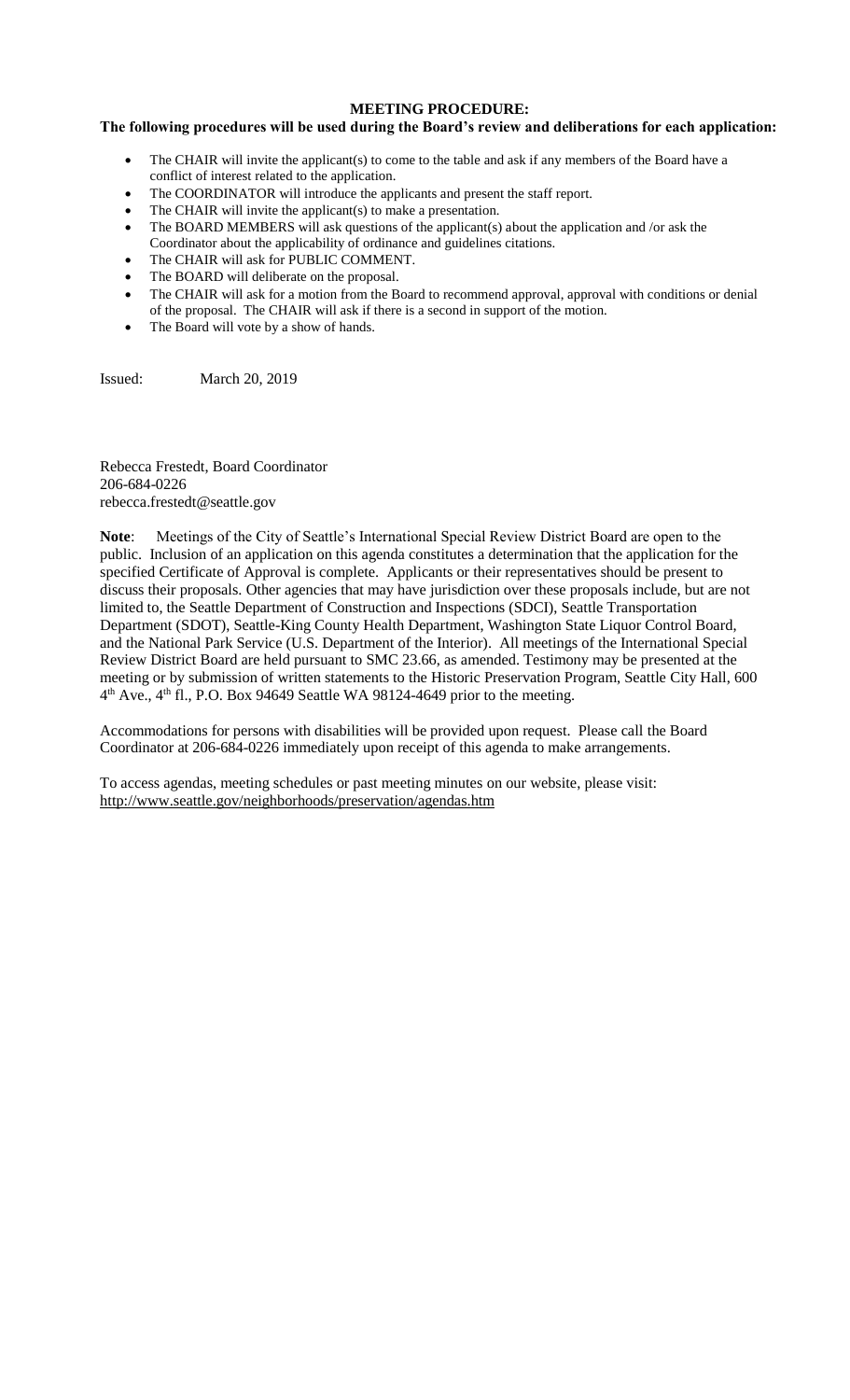**MEETING PROCEDURE:**

**The following procedures will be used during the Board's review and deliberations for each application:**

- The CHAIR will invite the applicant(s) to come to the table and ask if any members of the Board have a conflict of interest related to the application.
- The COORDINATOR will introduce the applicants and present the staff report.
- The CHAIR will invite the applicant(s) to make a presentation.
- The BOARD MEMBERS will ask questions of the applicant(s) about the application and /or ask the Coordinator about the applicability of ordinance and guidelines citations.
- The CHAIR will ask for PUBLIC COMMENT.
- The BOARD will deliberate on the proposal.
- The CHAIR will ask for a motion from the Board to recommend approval, approval with conditions or denial of the proposal. The CHAIR will ask if there is a second in support of the motion.
- The Board will vote by a show of hands.

Issued: March 20, 2019

Rebecca Frestedt, Board Coordinator
206-684-0226
rebecca.frestedt@seattle.gov

**Note**: Meetings of the City of Seattle's International Special Review District Board are open to the public. Inclusion of an application on this agenda constitutes a determination that the application for the specified Certificate of Approval is complete. Applicants or their representatives should be present to discuss their proposals. Other agencies that may have jurisdiction over these proposals include, but are not limited to, the Seattle Department of Construction and Inspections (SDCI), Seattle Transportation Department (SDOT), Seattle-King County Health Department, Washington State Liquor Control Board, and the National Park Service (U.S. Department of the Interior). All meetings of the International Special Review District Board are held pursuant to SMC 23.66, as amended. Testimony may be presented at the meeting or by submission of written statements to the Historic Preservation Program, Seattle City Hall, 600 4th Ave., 4th fl., P.O. Box 94649 Seattle WA 98124-4649 prior to the meeting.

Accommodations for persons with disabilities will be provided upon request. Please call the Board Coordinator at 206-684-0226 immediately upon receipt of this agenda to make arrangements.

To access agendas, meeting schedules or past meeting minutes on our website, please visit:
http://www.seattle.gov/neighborhoods/preservation/agendas.htm